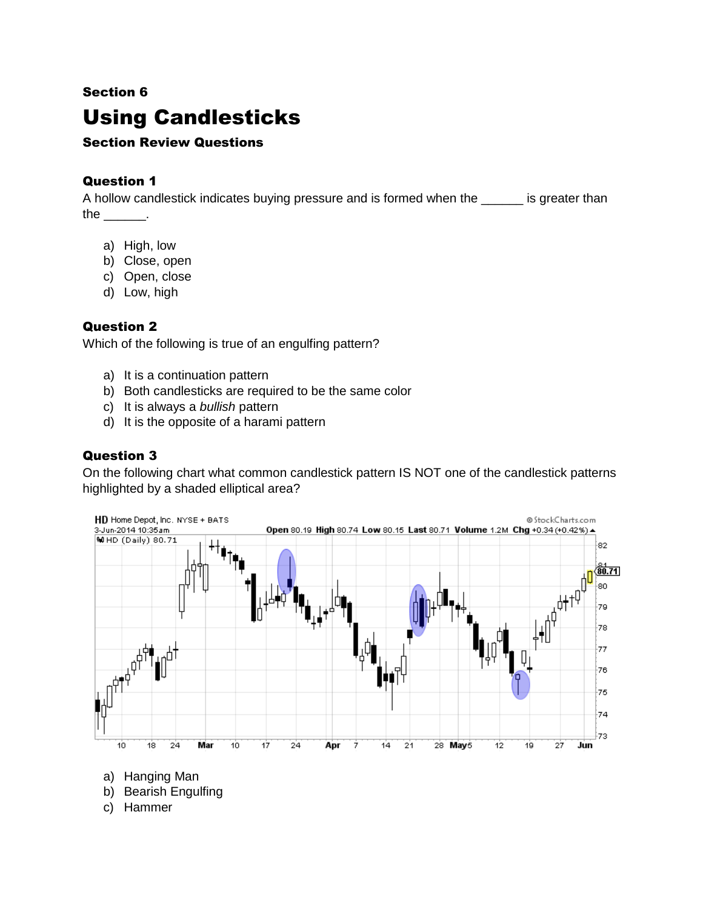**Section 6**

# Using Candlesticks

**Section Review Questions**

### Question 1

A hollow candlestick indicates buying pressure and is formed when the ______ is greater than the ______.

a) High, low
b) Close, open
c) Open, close
d) Low, high

### Question 2

Which of the following is true of an engulfing pattern?

a) It is a continuation pattern
b) Both candlesticks are required to be the same color
c) It is always a *bullish* pattern
d) It is the opposite of a harami pattern

### Question 3

On the following chart what common candlestick pattern IS NOT one of the candlestick patterns highlighted by a shaded elliptical area?

a) Hanging Man
b) Bearish Engulfing
c) Hammer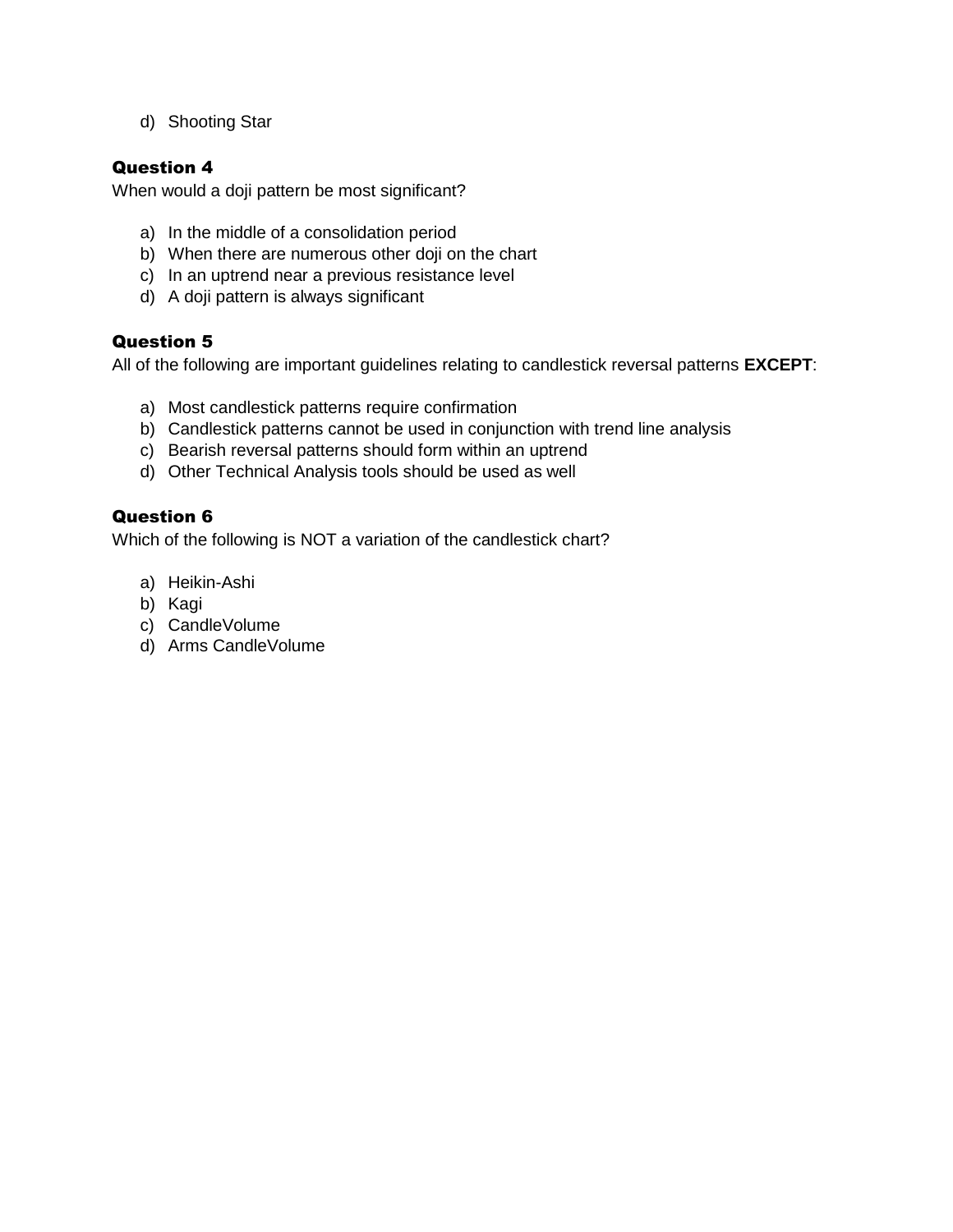d) Shooting Star

### Question 4

When would a doji pattern be most significant?

a) In the middle of a consolidation period
b) When there are numerous other doji on the chart
c) In an uptrend near a previous resistance level
d) A doji pattern is always significant

### Question 5

All of the following are important guidelines relating to candlestick reversal patterns **EXCEPT**:

a) Most candlestick patterns require confirmation
b) Candlestick patterns cannot be used in conjunction with trend line analysis
c) Bearish reversal patterns should form within an uptrend
d) Other Technical Analysis tools should be used as well

### Question 6

Which of the following is NOT a variation of the candlestick chart?

a) Heikin-Ashi
b) Kagi
c) CandleVolume
d) Arms CandleVolume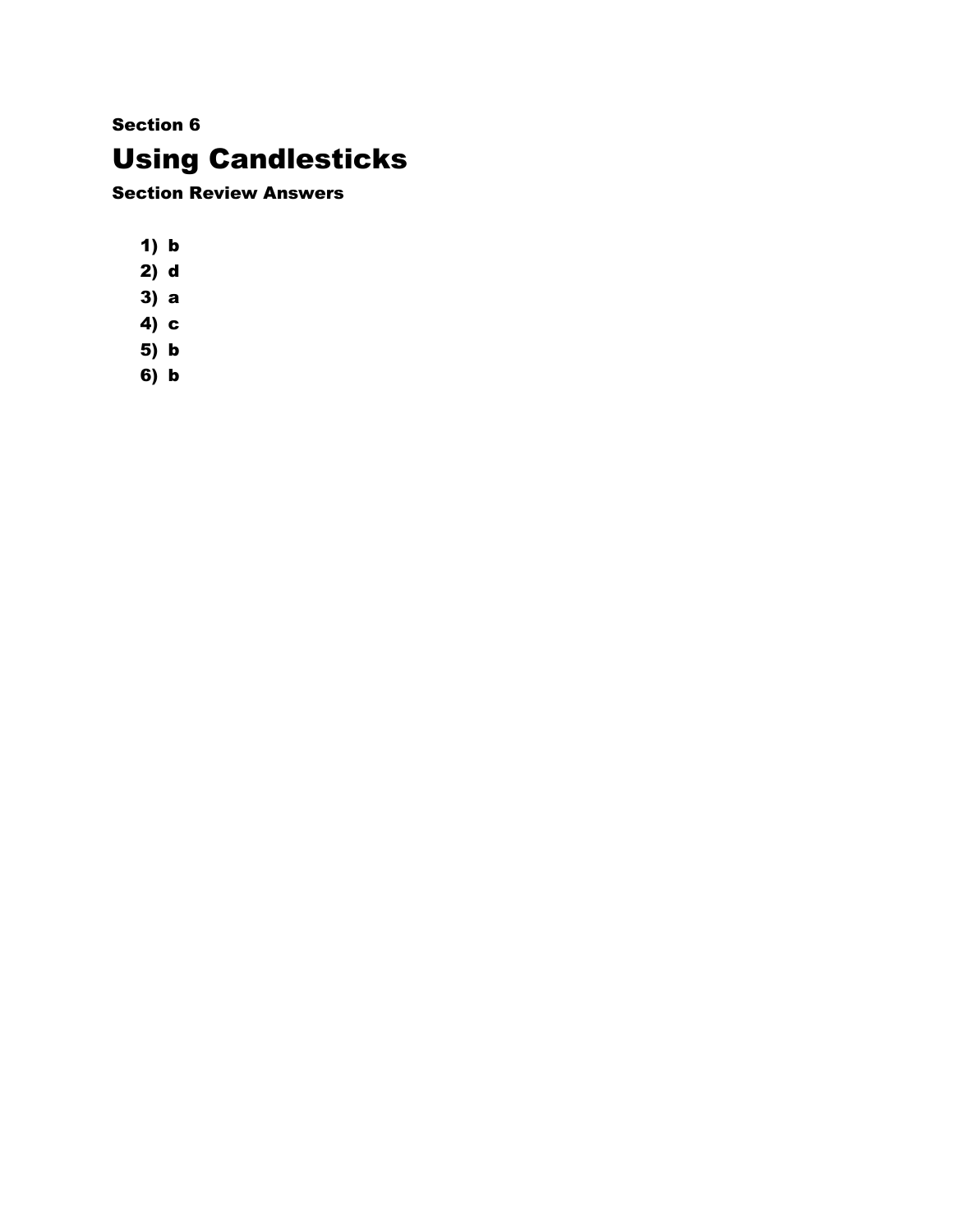**Section 6**

# Using Candlesticks

### Section Review Answers

1) b
2) d
3) a
4) c
5) b
6) b